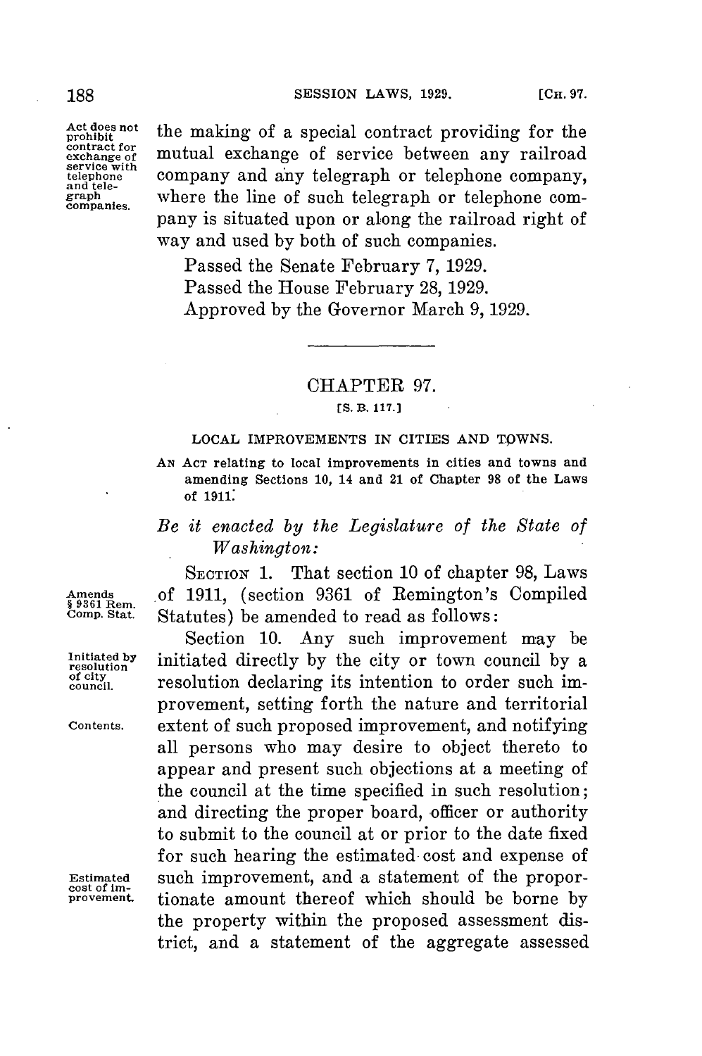the making of a special contract providing for the mutual exchange of service between any railroad company and any telegraph or telephone company, where the line of such telegraph or telephone company is situated upon or along the railroad right of way and used by both of such companies.

Act does not prohibit contract for exchange of service with telephone and telegraph companies.

Passed the Senate February 7, 1929.

Passed the House February 28, 1929.

Approved by the Governor March 9, 1929.

---

## CHAPTER 97.

[S. B. 117.]

### LOCAL IMPROVEMENTS IN CITIES AND TOWNS.

AN ACT relating to local improvements in cities and towns and amending Sections 10, 14 and 21 of Chapter 98 of the Laws of 1911.

*Be it enacted by the Legislature of the State of Washington:*

SECTION 1. That section 10 of chapter 98, Laws of 1911, (section 9361 of Remington's Compiled Statutes) be amended to read as follows:

Amends § 9361 Rem. Comp. Stat.

Section 10. Any such improvement may be initiated directly by the city or town council by a resolution declaring its intention to order such improvement, setting forth the nature and territorial extent of such proposed improvement, and notifying all persons who may desire to object thereto to appear and present such objections at a meeting of the council at the time specified in such resolution; and directing the proper board, officer or authority to submit to the council at or prior to the date fixed for such hearing the estimated cost and expense of such improvement, and a statement of the proportionate amount thereof which should be borne by the property within the proposed assessment district, and a statement of the aggregate assessed

Initiated by resolution of city council.

Contents.

Estimated cost of improvement.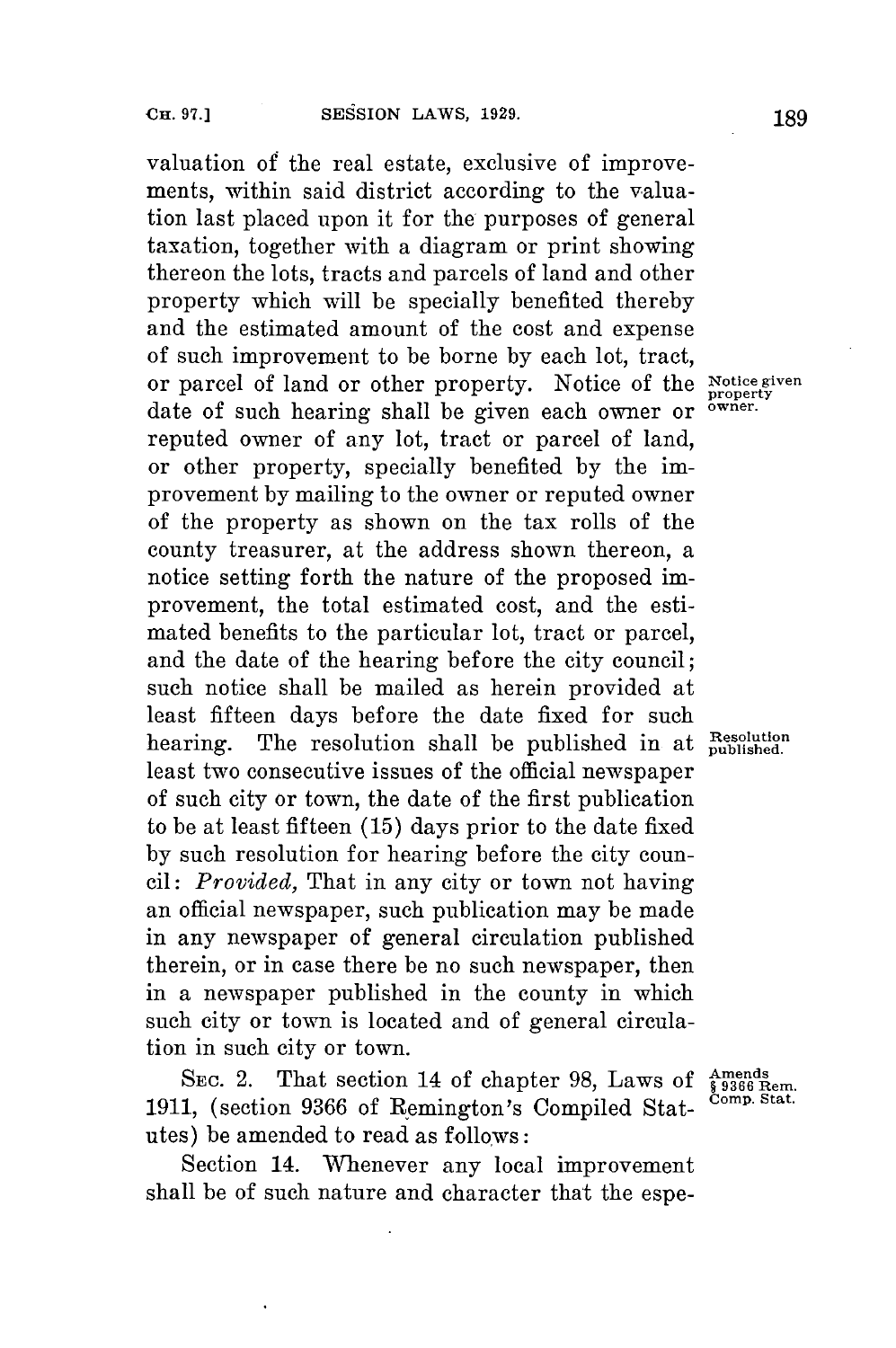valuation of the real estate, exclusive of improvements, within said district according to the valuation last placed upon it for the purposes of general taxation, together with a diagram or print showing thereon the lots, tracts and parcels of land and other property which will be specially benefited thereby and the estimated amount of the cost and expense of such improvement to be borne by each lot, tract, or parcel of land or other property. Notice of the date of such hearing shall be given each owner or reputed owner of any lot, tract or parcel of land, or other property, specially benefited by the improvement by mailing to the owner or reputed owner of the property as shown on the tax rolls of the county treasurer, at the address shown thereon, a notice setting forth the nature of the proposed improvement, the total estimated cost, and the estimated benefits to the particular lot, tract or parcel, and the date of the hearing before the city council; such notice shall be mailed as herein provided at least fifteen days before the date fixed for such hearing. The resolution shall be published in at least two consecutive issues of the official newspaper of such city or town, the date of the first publication to be at least fifteen (15) days prior to the date fixed by such resolution for hearing before the city council: *Provided,* That in any city or town not having an official newspaper, such publication may be made in any newspaper of general circulation published therein, or in case there be no such newspaper, then in a newspaper published in the county in which such city or town is located and of general circulation in such city or town.

*Notice given property owner.*

*Resolution published.*

SEC. 2. That section 14 of chapter 98, Laws of 1911, (section 9366 of Remington's Compiled Statutes) be amended to read as follows:

*Amends § 9366 Rem. Comp. Stat.*

Section 14. Whenever any local improvement shall be of such nature and character that the espe-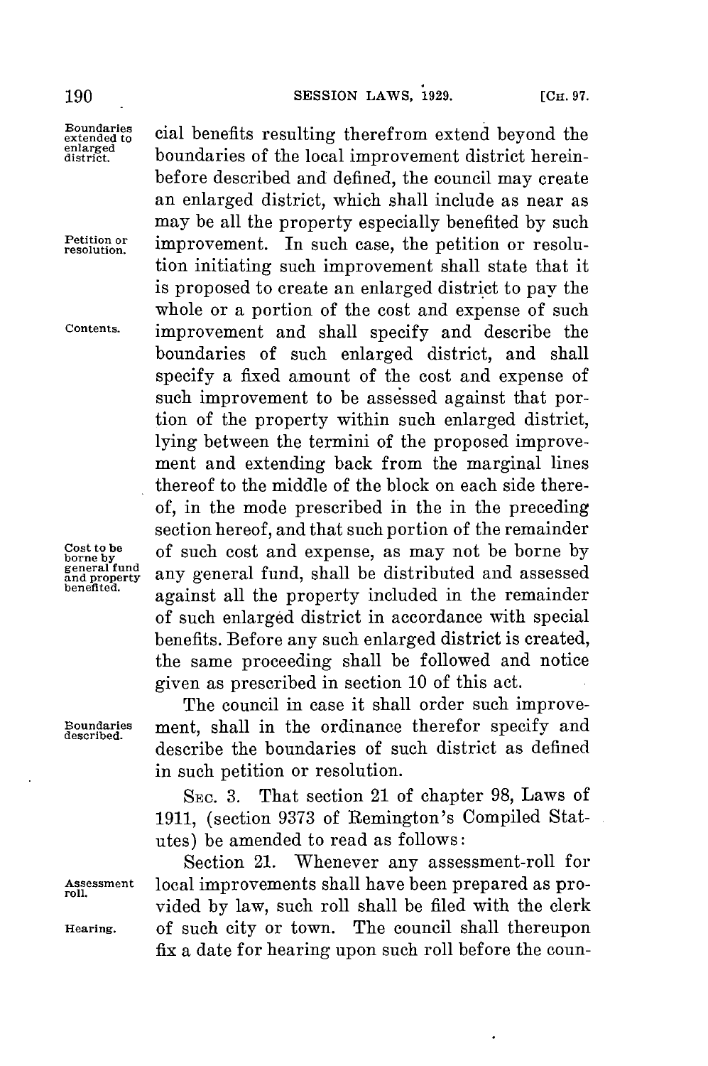cial benefits resulting therefrom extend beyond the boundaries of the local improvement district hereinbefore described and defined, the council may create an enlarged district, which shall include as near as may be all the property especially benefited by such improvement. In such case, the petition or resolution initiating such improvement shall state that it is proposed to create an enlarged district to pay the whole or a portion of the cost and expense of such improvement and shall specify and describe the boundaries of such enlarged district, and shall specify a fixed amount of the cost and expense of such improvement to be assessed against that portion of the property within such enlarged district, lying between the termini of the proposed improvement and extending back from the marginal lines thereof to the middle of the block on each side thereof, in the mode prescribed in the in the preceding section hereof, and that such portion of the remainder of such cost and expense, as may not be borne by any general fund, shall be distributed and assessed against all the property included in the remainder of such enlarged district in accordance with special benefits. Before any such enlarged district is created, the same proceeding shall be followed and notice given as prescribed in section 10 of this act.

The council in case it shall order such improvement, shall in the ordinance therefor specify and describe the boundaries of such district as defined in such petition or resolution.

SEC. 3. That section 21 of chapter 98, Laws of 1911, (section 9373 of Remington's Compiled Statutes) be amended to read as follows:

Section 21. Whenever any assessment-roll for local improvements shall have been prepared as provided by law, such roll shall be filed with the clerk of such city or town. The council shall thereupon fix a date for hearing upon such roll before the coun-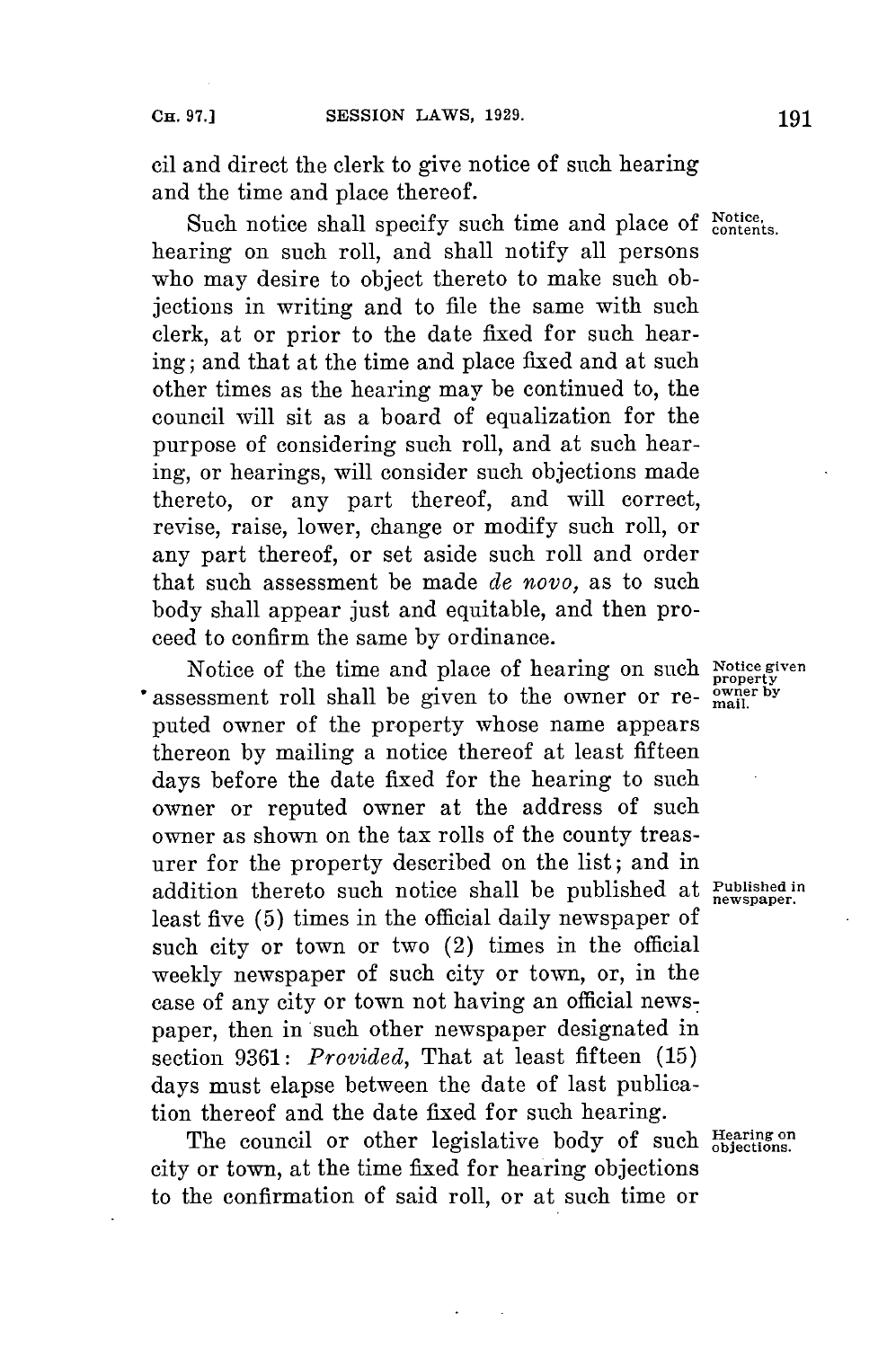cil and direct the clerk to give notice of such hearing and the time and place thereof.

Such notice shall specify such time and place of hearing on such roll, and shall notify all persons who may desire to object thereto to make such objections in writing and to file the same with such clerk, at or prior to the date fixed for such hearing; and that at the time and place fixed and at such other times as the hearing may be continued to, the council will sit as a board of equalization for the purpose of considering such roll, and at such hearing, or hearings, will consider such objections made thereto, or any part thereof, and will correct, revise, raise, lower, change or modify such roll, or any part thereof, or set aside such roll and order that such assessment be made *de novo,* as to such body shall appear just and equitable, and then proceed to confirm the same by ordinance.

*Notice, contents.*

Notice of the time and place of hearing on such assessment roll shall be given to the owner or reputed owner of the property whose name appears thereon by mailing a notice thereof at least fifteen days before the date fixed for the hearing to such owner or reputed owner at the address of such owner as shown on the tax rolls of the county treasurer for the property described on the list; and in addition thereto such notice shall be published at least five (5) times in the official daily newspaper of such city or town or two (2) times in the official weekly newspaper of such city or town, or, in the case of any city or town not having an official newspaper, then in such other newspaper designated in section 9361: *Provided,* That at least fifteen (15) days must elapse between the date of last publication thereof and the date fixed for such hearing.

*Notice given property owner by mail.*

*Published in newspaper.*

The council or other legislative body of such city or town, at the time fixed for hearing objections to the confirmation of said roll, or at such time or

*Hearing on objections.*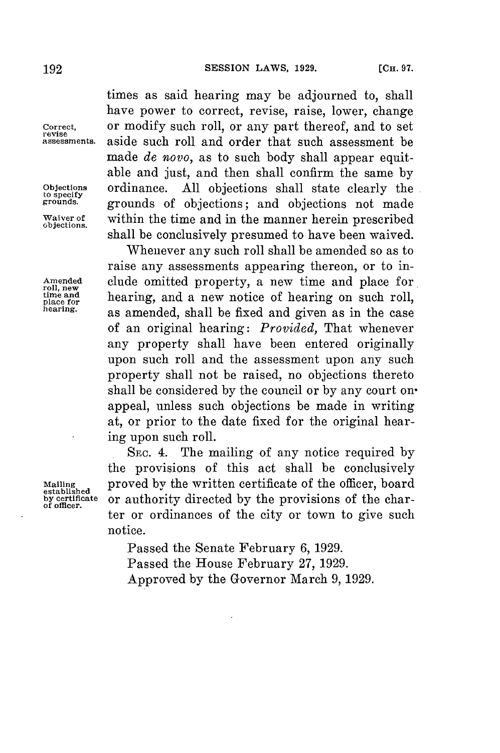times as said hearing may be adjourned to, shall have power to correct, revise, raise, lower, change or modify such roll, or any part thereof, and to set aside such roll and order that such assessment be made *de novo*, as to such body shall appear equitable and just, and then shall confirm the same by ordinance. All objections shall state clearly the grounds of objections; and objections not made within the time and in the manner herein prescribed shall be conclusively presumed to have been waived.

Correct, revise assessments.

Objections to specify grounds.

Waiver of objections.

Whenever any such roll shall be amended so as to raise any assessments appearing thereon, or to include omitted property, a new time and place for hearing, and a new notice of hearing on such roll, as amended, shall be fixed and given as in the case of an original hearing: *Provided,* That whenever any property shall have been entered originally upon such roll and the assessment upon any such property shall not be raised, no objections thereto shall be considered by the council or by any court on appeal, unless such objections be made in writing at, or prior to the date fixed for the original hearing upon such roll.

Amended roll, new time and place for hearing.

SEC. 4. The mailing of any notice required by the provisions of this act shall be conclusively proved by the written certificate of the officer, board or authority directed by the provisions of the charter or ordinances of the city or town to give such notice.

Mailing established by certificate of officer.

Passed the Senate February 6, 1929.

Passed the House February 27, 1929.

Approved by the Governor March 9, 1929.